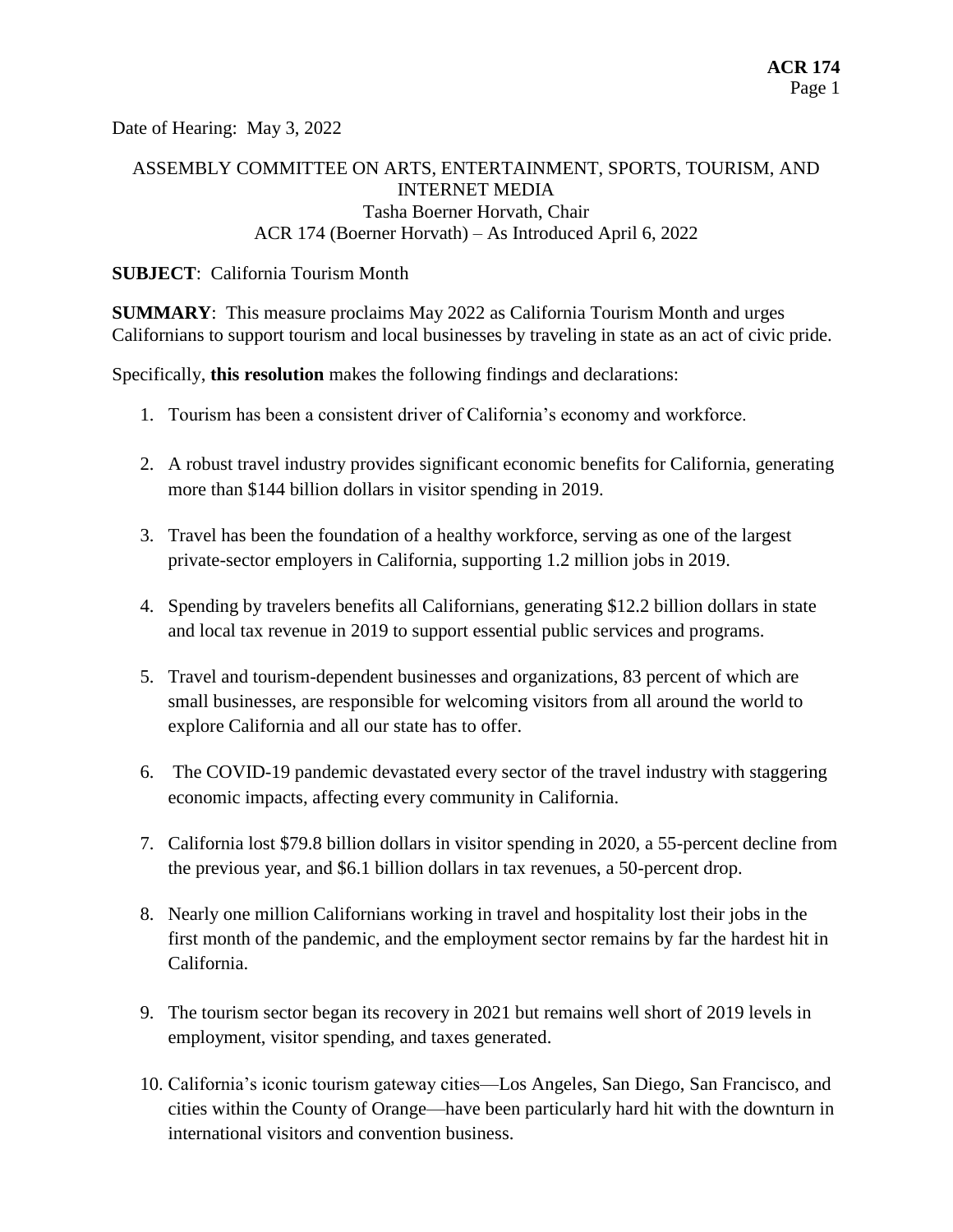Date of Hearing: May 3, 2022

ASSEMBLY COMMITTEE ON ARTS, ENTERTAINMENT, SPORTS, TOURISM, AND INTERNET MEDIA
Tasha Boerner Horvath, Chair
ACR 174 (Boerner Horvath) – As Introduced April 6, 2022

**SUBJECT**: California Tourism Month

**SUMMARY**: This measure proclaims May 2022 as California Tourism Month and urges Californians to support tourism and local businesses by traveling in state as an act of civic pride.

Specifically, **this resolution** makes the following findings and declarations:

1. Tourism has been a consistent driver of California's economy and workforce.
2. A robust travel industry provides significant economic benefits for California, generating more than $144 billion dollars in visitor spending in 2019.
3. Travel has been the foundation of a healthy workforce, serving as one of the largest private-sector employers in California, supporting 1.2 million jobs in 2019.
4. Spending by travelers benefits all Californians, generating $12.2 billion dollars in state and local tax revenue in 2019 to support essential public services and programs.
5. Travel and tourism-dependent businesses and organizations, 83 percent of which are small businesses, are responsible for welcoming visitors from all around the world to explore California and all our state has to offer.
6. The COVID-19 pandemic devastated every sector of the travel industry with staggering economic impacts, affecting every community in California.
7. California lost $79.8 billion dollars in visitor spending in 2020, a 55-percent decline from the previous year, and $6.1 billion dollars in tax revenues, a 50-percent drop.
8. Nearly one million Californians working in travel and hospitality lost their jobs in the first month of the pandemic, and the employment sector remains by far the hardest hit in California.
9. The tourism sector began its recovery in 2021 but remains well short of 2019 levels in employment, visitor spending, and taxes generated.
10. California's iconic tourism gateway cities—Los Angeles, San Diego, San Francisco, and cities within the County of Orange—have been particularly hard hit with the downturn in international visitors and convention business.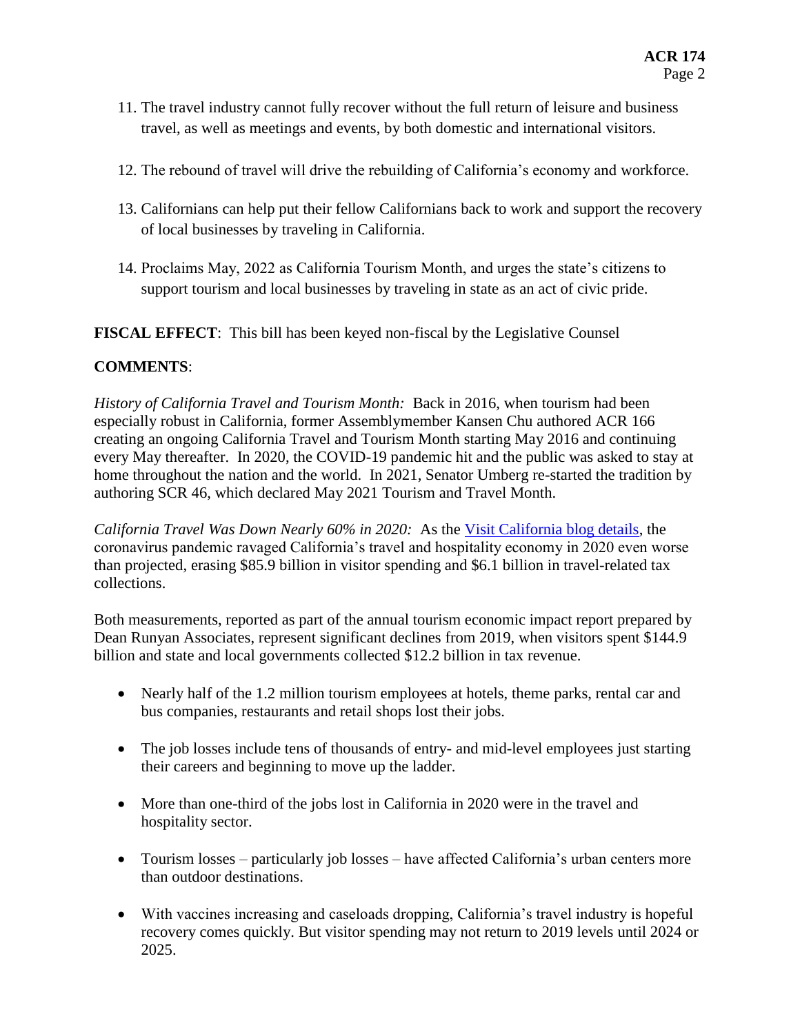11. The travel industry cannot fully recover without the full return of leisure and business travel, as well as meetings and events, by both domestic and international visitors.

12. The rebound of travel will drive the rebuilding of California's economy and workforce.

13. Californians can help put their fellow Californians back to work and support the recovery of local businesses by traveling in California.

14. Proclaims May, 2022 as California Tourism Month, and urges the state's citizens to support tourism and local businesses by traveling in state as an act of civic pride.

**FISCAL EFFECT**: This bill has been keyed non-fiscal by the Legislative Counsel

**COMMENTS**:

*History of California Travel and Tourism Month:* Back in 2016, when tourism had been especially robust in California, former Assemblymember Kansen Chu authored ACR 166 creating an ongoing California Travel and Tourism Month starting May 2016 and continuing every May thereafter. In 2020, the COVID-19 pandemic hit and the public was asked to stay at home throughout the nation and the world. In 2021, Senator Umberg re-started the tradition by authoring SCR 46, which declared May 2021 Tourism and Travel Month.

*California Travel Was Down Nearly 60% in 2020:* As the Visit California blog details, the coronavirus pandemic ravaged California's travel and hospitality economy in 2020 even worse than projected, erasing $85.9 billion in visitor spending and $6.1 billion in travel-related tax collections.

Both measurements, reported as part of the annual tourism economic impact report prepared by Dean Runyan Associates, represent significant declines from 2019, when visitors spent $144.9 billion and state and local governments collected $12.2 billion in tax revenue.

- Nearly half of the 1.2 million tourism employees at hotels, theme parks, rental car and bus companies, restaurants and retail shops lost their jobs.
- The job losses include tens of thousands of entry- and mid-level employees just starting their careers and beginning to move up the ladder.
- More than one-third of the jobs lost in California in 2020 were in the travel and hospitality sector.
- Tourism losses – particularly job losses – have affected California's urban centers more than outdoor destinations.
- With vaccines increasing and caseloads dropping, California's travel industry is hopeful recovery comes quickly. But visitor spending may not return to 2019 levels until 2024 or 2025.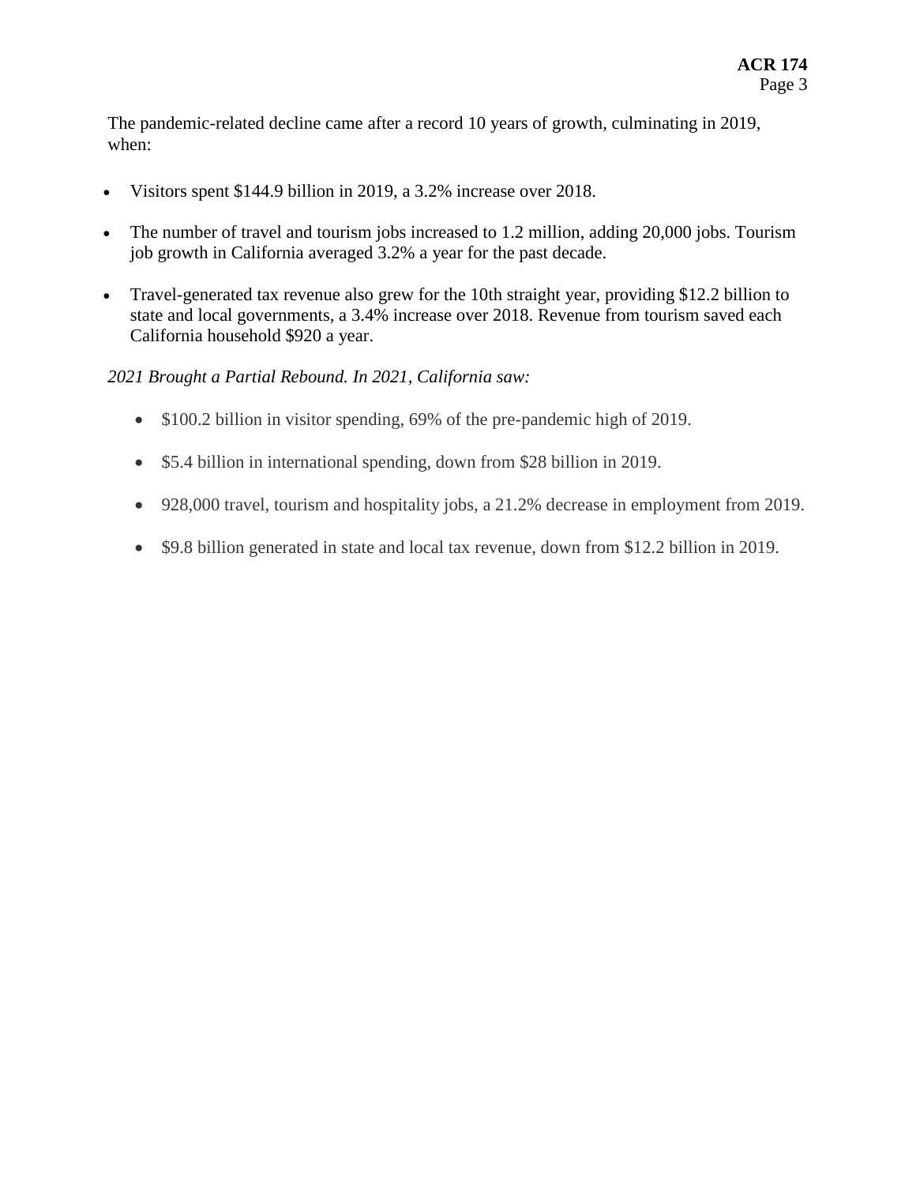The pandemic-related decline came after a record 10 years of growth, culminating in 2019, when:

- Visitors spent $144.9 billion in 2019, a 3.2% increase over 2018.
- The number of travel and tourism jobs increased to 1.2 million, adding 20,000 jobs. Tourism job growth in California averaged 3.2% a year for the past decade.
- Travel-generated tax revenue also grew for the 10th straight year, providing $12.2 billion to state and local governments, a 3.4% increase over 2018. Revenue from tourism saved each California household $920 a year.

*2021 Brought a Partial Rebound. In 2021, California saw:*

- $100.2 billion in visitor spending, 69% of the pre-pandemic high of 2019.
- $5.4 billion in international spending, down from $28 billion in 2019.
- 928,000 travel, tourism and hospitality jobs, a 21.2% decrease in employment from 2019.
- $9.8 billion generated in state and local tax revenue, down from $12.2 billion in 2019.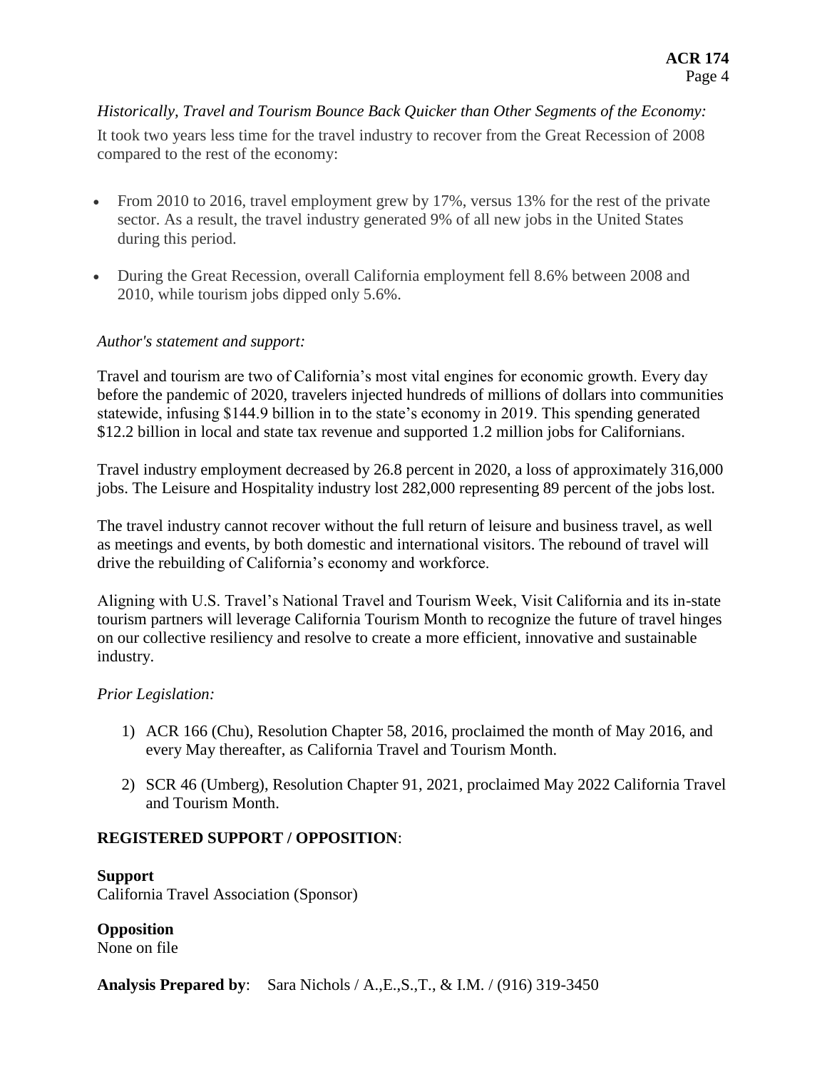*Historically, Travel and Tourism Bounce Back Quicker than Other Segments of the Economy:*

It took two years less time for the travel industry to recover from the Great Recession of 2008 compared to the rest of the economy:

- From 2010 to 2016, travel employment grew by 17%, versus 13% for the rest of the private sector. As a result, the travel industry generated 9% of all new jobs in the United States during this period.
- During the Great Recession, overall California employment fell 8.6% between 2008 and 2010, while tourism jobs dipped only 5.6%.

*Author's statement and support:*

Travel and tourism are two of California's most vital engines for economic growth. Every day before the pandemic of 2020, travelers injected hundreds of millions of dollars into communities statewide, infusing $144.9 billion in to the state's economy in 2019. This spending generated $12.2 billion in local and state tax revenue and supported 1.2 million jobs for Californians.

Travel industry employment decreased by 26.8 percent in 2020, a loss of approximately 316,000 jobs. The Leisure and Hospitality industry lost 282,000 representing 89 percent of the jobs lost.

The travel industry cannot recover without the full return of leisure and business travel, as well as meetings and events, by both domestic and international visitors. The rebound of travel will drive the rebuilding of California's economy and workforce.

Aligning with U.S. Travel's National Travel and Tourism Week, Visit California and its in-state tourism partners will leverage California Tourism Month to recognize the future of travel hinges on our collective resiliency and resolve to create a more efficient, innovative and sustainable industry.

*Prior Legislation:*

1) ACR 166 (Chu), Resolution Chapter 58, 2016, proclaimed the month of May 2016, and every May thereafter, as California Travel and Tourism Month.
2) SCR 46 (Umberg), Resolution Chapter 91, 2021, proclaimed May 2022 California Travel and Tourism Month.

**REGISTERED SUPPORT / OPPOSITION**:

**Support**

California Travel Association (Sponsor)

**Opposition**

None on file

**Analysis Prepared by**: Sara Nichols / A.,E.,S.,T., & I.M. / (916) 319-3450